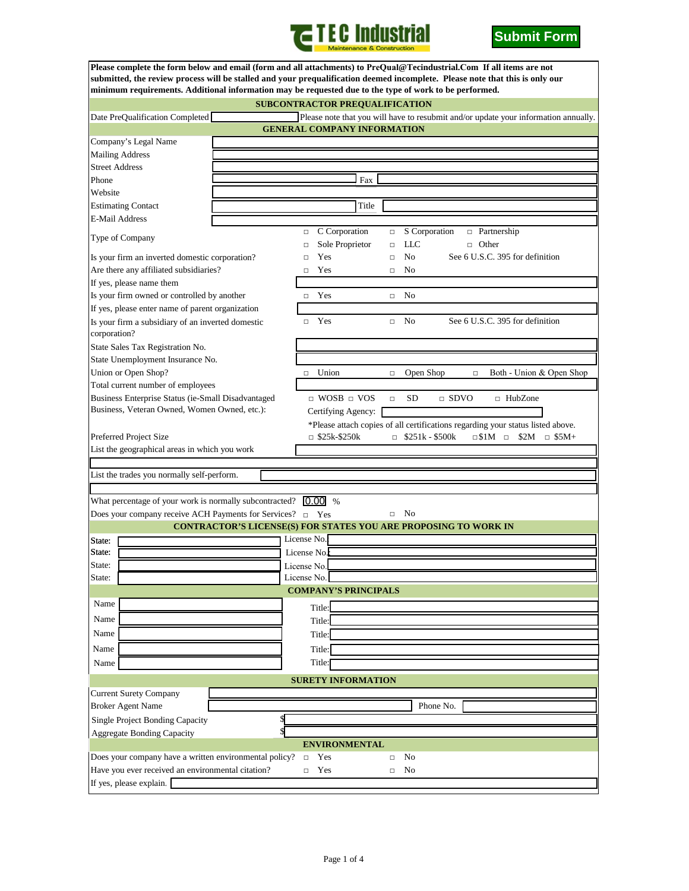TEC Industrial
Maintenance & Construction

Submit Form

**Please complete the form below and email (form and all attachments) to PreQual@Tecindustrial.Com If all items are not submitted, the review process will be stalled and your prequalification deemed incomplete. Please note that this is only our minimum requirements. Additional information may be requested due to the type of work to be performed.**

## SUBCONTRACTOR PREQUALIFICATION

Date PreQualification Completed ______ Please note that you will have to resubmit and/or update your information annually.

## GENERAL COMPANY INFORMATION

| | |
|---|---|
| Company's Legal Name | |
| Mailing Address | |
| Street Address | |
| Phone | Fax |
| Website | |
| Estimating Contact | Title |
| E-Mail Address | |
| Type of Company | □ C Corporation □ S Corporation □ Partnership □ Sole Proprietor □ LLC □ Other |
| Is your firm an inverted domestic corporation? | □ Yes □ No See 6 U.S.C. 395 for definition |
| Are there any affiliated subsidiaries? | □ Yes □ No |
| If yes, please name them | |
| Is your firm owned or controlled by another | □ Yes □ No |
| If yes, please enter name of parent organization | |
| Is your firm a subsidiary of an inverted domestic corporation? | □ Yes □ No See 6 U.S.C. 395 for definition |
| State Sales Tax Registration No. | |
| State Unemployment Insurance No. | |
| Union or Open Shop? | □ Union □ Open Shop □ Both - Union & Open Shop |
| Total current number of employees | |
| Business Enterprise Status (ie-Small Disadvantaged Business, Veteran Owned, Women Owned, etc.): | □ WOSB □ VOS □ SD □ SDVO □ HubZone<br>Certifying Agency:<br>*Please attach copies of all certifications regarding your status listed above. |
| Preferred Project Size | □ $25k-$250k □ $251k - $500k □ $1M □ $2M □ $5M+ |
| List the geographical areas in which you work | |
| List the trades you normally self-perform. | |
| What percentage of your work is normally subcontracted? | 0.00 % |
| Does your company receive ACH Payments for Services? | □ Yes □ No |

## CONTRACTOR'S LICENSE(S) FOR STATES YOU ARE PROPOSING TO WORK IN

| State: | License No. |
|---|---|
| State: | License No. |
| State: | License No. |
| State: | License No. |

## COMPANY'S PRINCIPALS

| Name | Title: |
|---|---|
| Name | Title: |
| Name | Title: |
| Name | Title: |
| Name | Title: |

## SURETY INFORMATION

| | |
|---|---|
| Current Surety Company | |
| Broker Agent Name | Phone No. |
| Single Project Bonding Capacity | $ |
| Aggregate Bonding Capacity | $ |

## ENVIRONMENTAL

| | |
|---|---|
| Does your company have a written environmental policy? | □ Yes □ No |
| Have you ever received an environmental citation? | □ Yes □ No |
| If yes, please explain. | |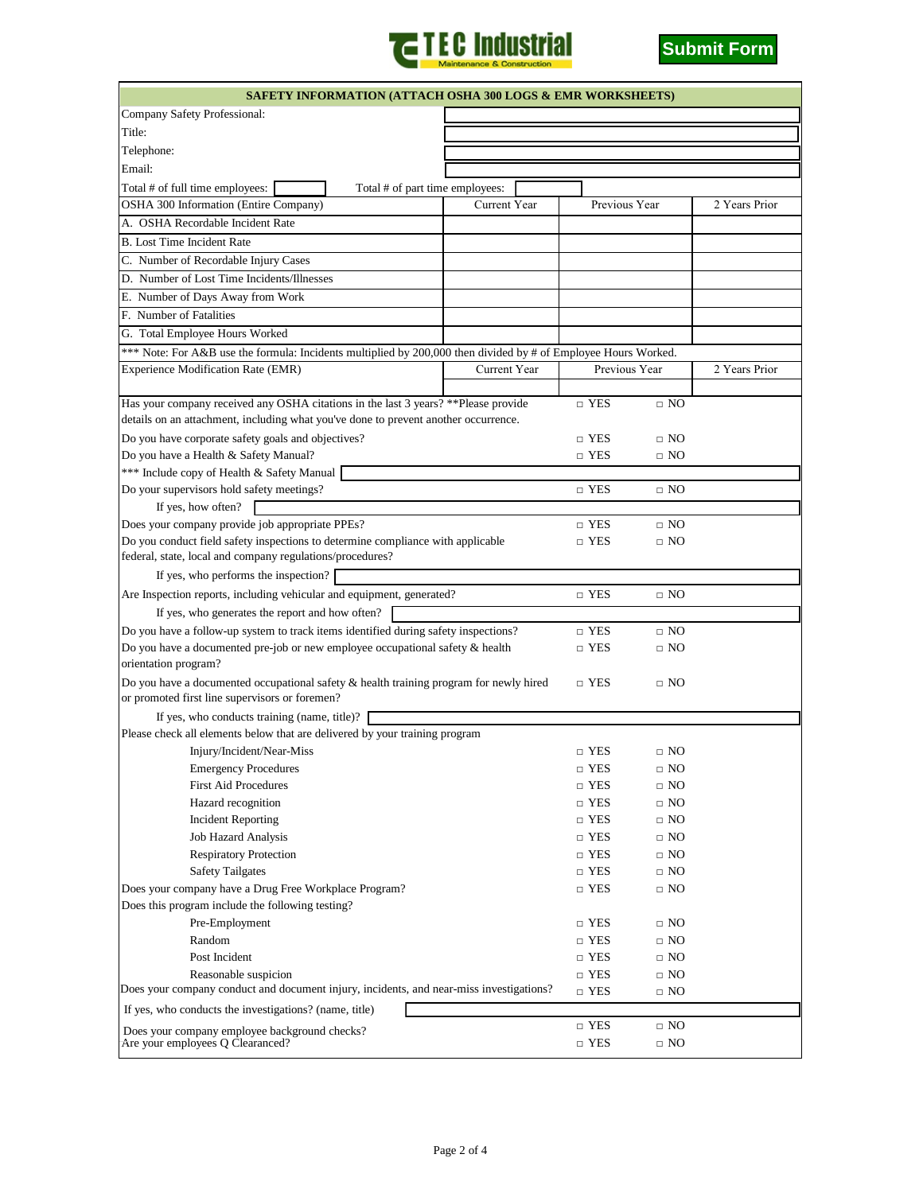TEC Industrial
Maintenance & Construction

Submit Form

## SAFETY INFORMATION (ATTACH OSHA 300 LOGS & EMR WORKSHEETS)

Company Safety Professional:

Title:

Telephone:

Email:

Total # of full time employees: ______ Total # of part time employees: ______

| OSHA 300 Information (Entire Company) | Current Year | Previous Year | 2 Years Prior |
|---|---|---|---|
| A. OSHA Recordable Incident Rate | | | |
| B. Lost Time Incident Rate | | | |
| C. Number of Recordable Injury Cases | | | |
| D. Number of Lost Time Incidents/Illnesses | | | |
| E. Number of Days Away from Work | | | |
| F. Number of Fatalities | | | |
| G. Total Employee Hours Worked | | | |

*** Note: For A&B use the formula: Incidents multiplied by 200,000 then divided by # of Employee Hours Worked.

| Experience Modification Rate (EMR) | Current Year | Previous Year | 2 Years Prior |
|---|---|---|---|
| | | | |

Has your company received any OSHA citations in the last 3 years? **Please provide details on an attachment, including what you've done to prevent another occurrence. □ YES □ NO

Do you have corporate safety goals and objectives? □ YES □ NO

Do you have a Health & Safety Manual? □ YES □ NO

*** Include copy of Health & Safety Manual

Do your supervisors hold safety meetings? □ YES □ NO

If yes, how often?

Does your company provide job appropriate PPEs? □ YES □ NO

Do you conduct field safety inspections to determine compliance with applicable federal, state, local and company regulations/procedures? □ YES □ NO

If yes, who performs the inspection?

Are Inspection reports, including vehicular and equipment, generated? □ YES □ NO

If yes, who generates the report and how often?

Do you have a follow-up system to track items identified during safety inspections? □ YES □ NO

Do you have a documented pre-job or new employee occupational safety & health orientation program? □ YES □ NO

Do you have a documented occupational safety & health training program for newly hired or promoted first line supervisors or foremen? □ YES □ NO

If yes, who conducts training (name, title)?

Please check all elements below that are delivered by your training program

- Injury/Incident/Near-Miss □ YES □ NO
- Emergency Procedures □ YES □ NO
- First Aid Procedures □ YES □ NO
- Hazard recognition □ YES □ NO
- Incident Reporting □ YES □ NO
- Job Hazard Analysis □ YES □ NO
- Respiratory Protection □ YES □ NO
- Safety Tailgates □ YES □ NO

Does your company have a Drug Free Workplace Program? □ YES □ NO

Does this program include the following testing?

- Pre-Employment □ YES □ NO
- Random □ YES □ NO
- Post Incident □ YES □ NO
- Reasonable suspicion □ YES □ NO

Does your company conduct and document injury, incidents, and near-miss investigations? □ YES □ NO

If yes, who conducts the investigations? (name, title)

Does your company employee background checks? □ YES □ NO

Are your employees Q Clearanced? □ YES □ NO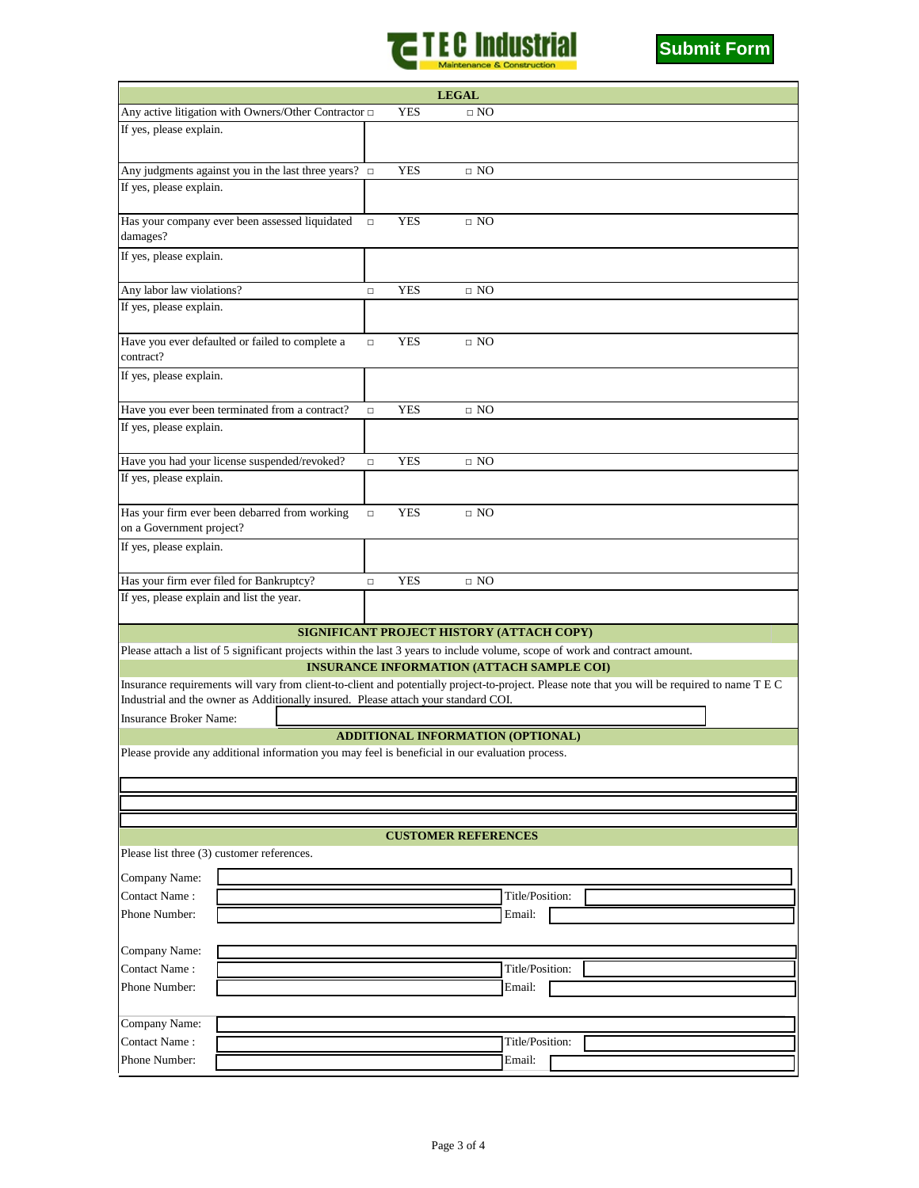**TEC Industrial**
Maintenance & Construction

Submit Form

## LEGAL

| Question | | |
|---|---|---|
| Any active litigation with Owners/Other Contractor | ☐ YES | ☐ NO |
| If yes, please explain. | | |
| Any judgments against you in the last three years? | ☐ YES | ☐ NO |
| If yes, please explain. | | |
| Has your company ever been assessed liquidated damages? | ☐ YES | ☐ NO |
| If yes, please explain. | | |
| Any labor law violations? | ☐ YES | ☐ NO |
| If yes, please explain. | | |
| Have you ever defaulted or failed to complete a contract? | ☐ YES | ☐ NO |
| If yes, please explain. | | |
| Have you ever been terminated from a contract? | ☐ YES | ☐ NO |
| If yes, please explain. | | |
| Have you had your license suspended/revoked? | ☐ YES | ☐ NO |
| If yes, please explain. | | |
| Has your firm ever been debarred from working on a Government project? | ☐ YES | ☐ NO |
| If yes, please explain. | | |
| Has your firm ever filed for Bankruptcy? | ☐ YES | ☐ NO |
| If yes, please explain and list the year. | | |

## SIGNIFICANT PROJECT HISTORY (ATTACH COPY)

Please attach a list of 5 significant projects within the last 3 years to include volume, scope of work and contract amount.

## INSURANCE INFORMATION (ATTACH SAMPLE COI)

Insurance requirements will vary from client-to-client and potentially project-to-project. Please note that you will be required to name T E C Industrial and the owner as Additionally insured. Please attach your standard COI.

Insurance Broker Name: ______________________

## ADDITIONAL INFORMATION (OPTIONAL)

Please provide any additional information you may feel is beneficial in our evaluation process.

______________________

______________________

______________________

## CUSTOMER REFERENCES

Please list three (3) customer references.

Company Name: ______________________
Contact Name : ______________________ Title/Position: ______________________
Phone Number: ______________________ Email: ______________________

Company Name: ______________________
Contact Name : ______________________ Title/Position: ______________________
Phone Number: ______________________ Email: ______________________

Company Name: ______________________
Contact Name : ______________________ Title/Position: ______________________
Phone Number: ______________________ Email: ______________________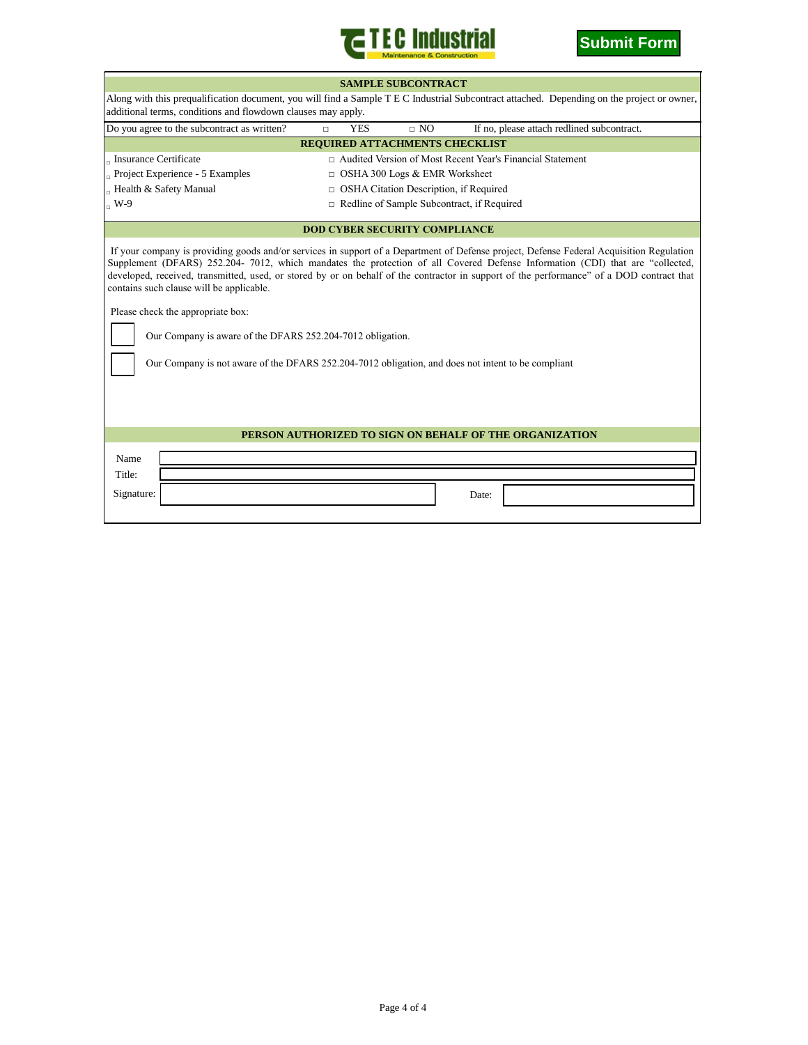TEC Industrial
Maintenance & Construction

Submit Form

## SAMPLE SUBCONTRACT

Along with this prequalification document, you will find a Sample T E C Industrial Subcontract attached. Depending on the project or owner, additional terms, conditions and flowdown clauses may apply.

Do you agree to the subcontract as written? □ YES □ NO If no, please attach redlined subcontract.

## REQUIRED ATTACHMENTS CHECKLIST

| | |
|---|---|
| □ Insurance Certificate | □ Audited Version of Most Recent Year's Financial Statement |
| □ Project Experience - 5 Examples | □ OSHA 300 Logs & EMR Worksheet |
| □ Health & Safety Manual | □ OSHA Citation Description, if Required |
| □ W-9 | □ Redline of Sample Subcontract, if Required |

## DOD CYBER SECURITY COMPLIANCE

If your company is providing goods and/or services in support of a Department of Defense project, Defense Federal Acquisition Regulation Supplement (DFARS) 252.204- 7012, which mandates the protection of all Covered Defense Information (CDI) that are "collected, developed, received, transmitted, used, or stored by or on behalf of the contractor in support of the performance" of a DOD contract that contains such clause will be applicable.

Please check the appropriate box:

□ Our Company is aware of the DFARS 252.204-7012 obligation.

□ Our Company is not aware of the DFARS 252.204-7012 obligation, and does not intent to be compliant

## PERSON AUTHORIZED TO SIGN ON BEHALF OF THE ORGANIZATION

Name: 

Title: 

Signature: Date: